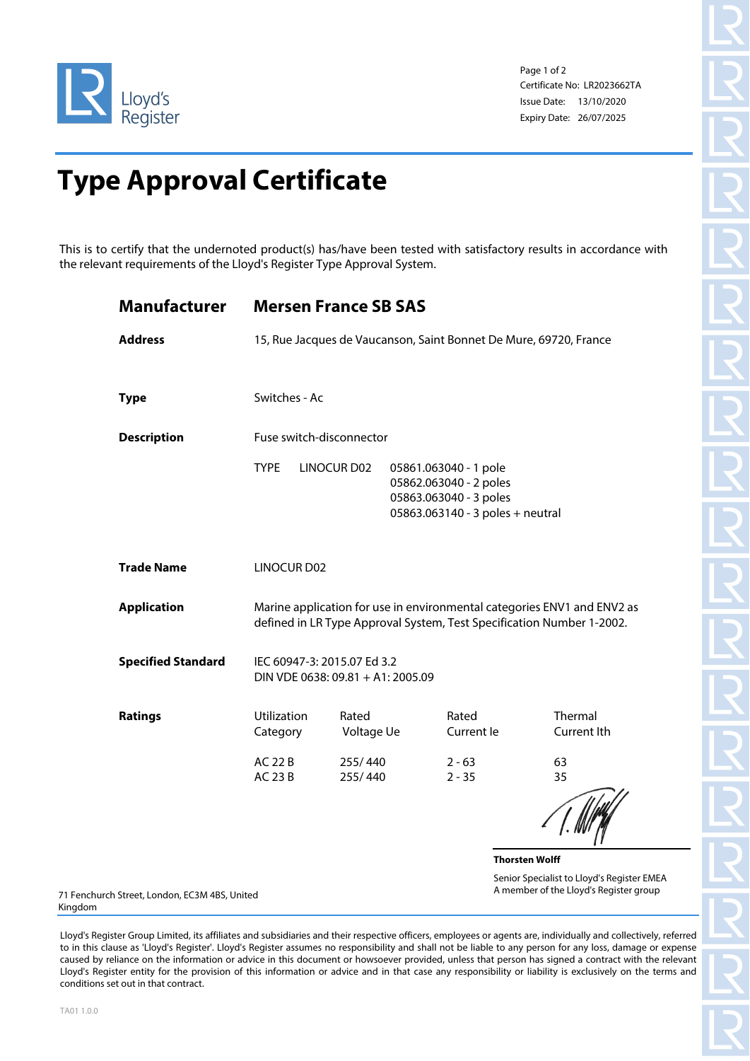Lloyd's Register

Certificate No: LR2023662TA
Issue Date: 13/10/2020
Expiry Date: 26/07/2025

# Type Approval Certificate

This is to certify that the undernoted product(s) has/have been tested with satisfactory results in accordance with the relevant requirements of the Lloyd's Register Type Approval System.

## Manufacturer — Mersen France SB SAS

**Address**: 15, Rue Jacques de Vaucanson, Saint Bonnet De Mure, 69720, France

**Type**: Switches - Ac

**Description**: Fuse switch-disconnector

TYPE LINOCUR D02
- 05861.063040 - 1 pole
- 05862.063040 - 2 poles
- 05863.063040 - 3 poles
- 05863.063140 - 3 poles + neutral

**Trade Name**: LINOCUR D02

**Application**: Marine application for use in environmental categories ENV1 and ENV2 as defined in LR Type Approval System, Test Specification Number 1-2002.

**Specified Standard**: IEC 60947-3: 2015.07 Ed 3.2
DIN VDE 0638: 09.81 + A1: 2005.09

**Ratings**

| Utilization Category | Rated Voltage Ue | Rated Current Ie | Thermal Current Ith |
|---|---|---|---|
| AC 22 B | 255/ 440 | 2 - 63 | 63 |
| AC 23 B | 255/ 440 | 2 - 35 | 35 |

**Thorsten Wolff**
Senior Specialist to Lloyd's Register EMEA
A member of the Lloyd's Register group

71 Fenchurch Street, London, EC3M 4BS, United Kingdom

Lloyd's Register Group Limited, its affiliates and subsidiaries and their respective officers, employees or agents are, individually and collectively, referred to in this clause as 'Lloyd's Register'. Lloyd's Register assumes no responsibility and shall not be liable to any person for any loss, damage or expense caused by reliance on the information or advice in this document or howsoever provided, unless that person has signed a contract with the relevant Lloyd's Register entity for the provision of this information or advice and in that case any responsibility or liability is exclusively on the terms and conditions set out in that contract.

TA01 1.0.0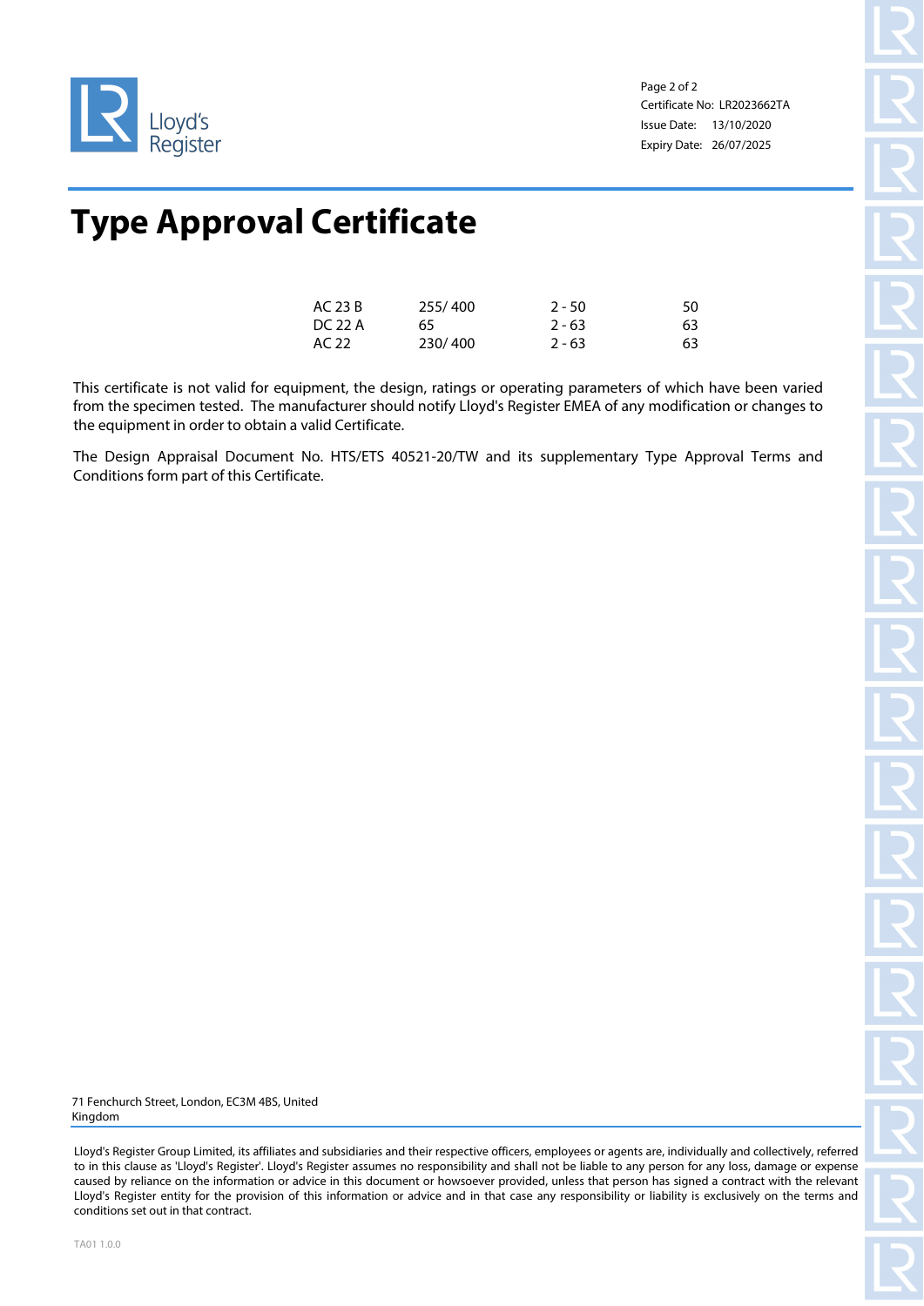Certificate No: LR2023662TA
Issue Date: 13/10/2020
Expiry Date: 26/07/2025

# Type Approval Certificate

| | | | |
|---|---|---|---|
| AC 23 B | 255/ 400 | 2 - 50 | 50 |
| DC 22 A | 65 | 2 - 63 | 63 |
| AC 22 | 230/ 400 | 2 - 63 | 63 |

This certificate is not valid for equipment, the design, ratings or operating parameters of which have been varied from the specimen tested. The manufacturer should notify Lloyd's Register EMEA of any modification or changes to the equipment in order to obtain a valid Certificate.

The Design Appraisal Document No. HTS/ETS 40521-20/TW and its supplementary Type Approval Terms and Conditions form part of this Certificate.

71 Fenchurch Street, London, EC3M 4BS, United Kingdom

Lloyd's Register Group Limited, its affiliates and subsidiaries and their respective officers, employees or agents are, individually and collectively, referred to in this clause as 'Lloyd's Register'. Lloyd's Register assumes no responsibility and shall not be liable to any person for any loss, damage or expense caused by reliance on the information or advice in this document or howsoever provided, unless that person has signed a contract with the relevant Lloyd's Register entity for the provision of this information or advice and in that case any responsibility or liability is exclusively on the terms and conditions set out in that contract.

TA01 1.0.0